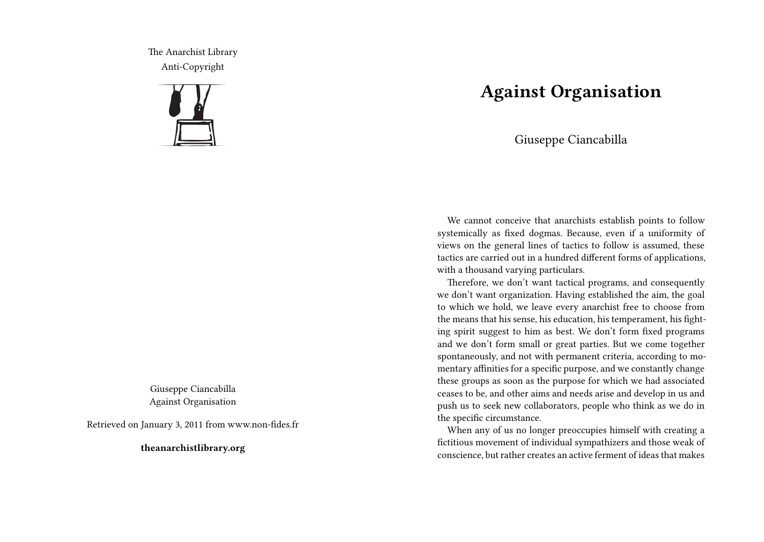The Anarchist Library
Anti-Copyright

Giuseppe Ciancabilla
Against Organisation

Retrieved on January 3, 2011 from www.non-fides.fr

**theanarchistlibrary.org**

# Against Organisation

Giuseppe Ciancabilla

We cannot conceive that anarchists establish points to follow systemically as fixed dogmas. Because, even if a uniformity of views on the general lines of tactics to follow is assumed, these tactics are carried out in a hundred different forms of applications, with a thousand varying particulars.

Therefore, we don't want tactical programs, and consequently we don't want organization. Having established the aim, the goal to which we hold, we leave every anarchist free to choose from the means that his sense, his education, his temperament, his fighting spirit suggest to him as best. We don't form fixed programs and we don't form small or great parties. But we come together spontaneously, and not with permanent criteria, according to momentary affinities for a specific purpose, and we constantly change these groups as soon as the purpose for which we had associated ceases to be, and other aims and needs arise and develop in us and push us to seek new collaborators, people who think as we do in the specific circumstance.

When any of us no longer preoccupies himself with creating a fictitious movement of individual sympathizers and those weak of conscience, but rather creates an active ferment of ideas that makes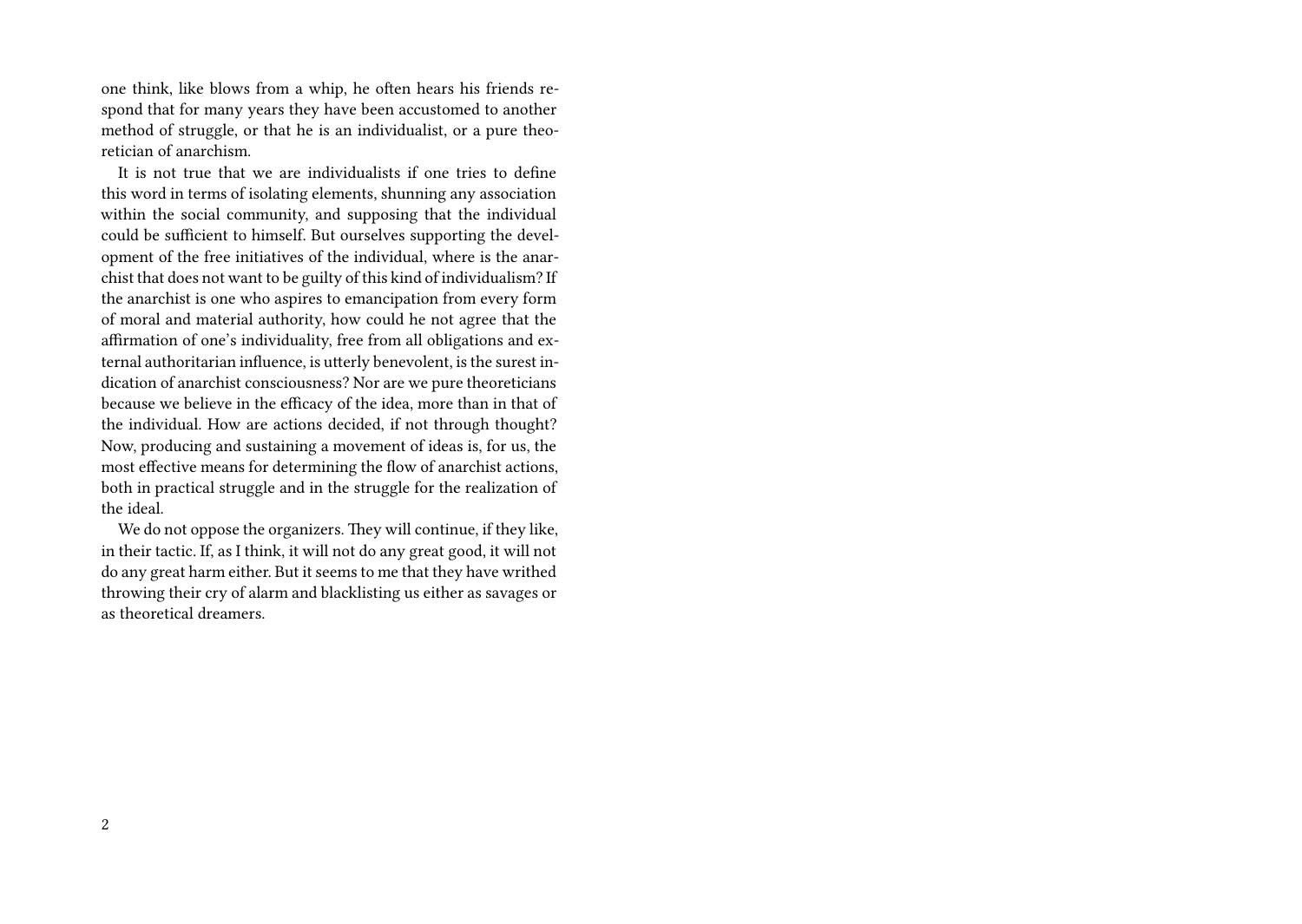one think, like blows from a whip, he often hears his friends respond that for many years they have been accustomed to another method of struggle, or that he is an individualist, or a pure theoretician of anarchism.

It is not true that we are individualists if one tries to define this word in terms of isolating elements, shunning any association within the social community, and supposing that the individual could be sufficient to himself. But ourselves supporting the development of the free initiatives of the individual, where is the anarchist that does not want to be guilty of this kind of individualism? If the anarchist is one who aspires to emancipation from every form of moral and material authority, how could he not agree that the affirmation of one's individuality, free from all obligations and external authoritarian influence, is utterly benevolent, is the surest indication of anarchist consciousness? Nor are we pure theoreticians because we believe in the efficacy of the idea, more than in that of the individual. How are actions decided, if not through thought? Now, producing and sustaining a movement of ideas is, for us, the most effective means for determining the flow of anarchist actions, both in practical struggle and in the struggle for the realization of the ideal.

We do not oppose the organizers. They will continue, if they like, in their tactic. If, as I think, it will not do any great good, it will not do any great harm either. But it seems to me that they have writhed throwing their cry of alarm and blacklisting us either as savages or as theoretical dreamers.